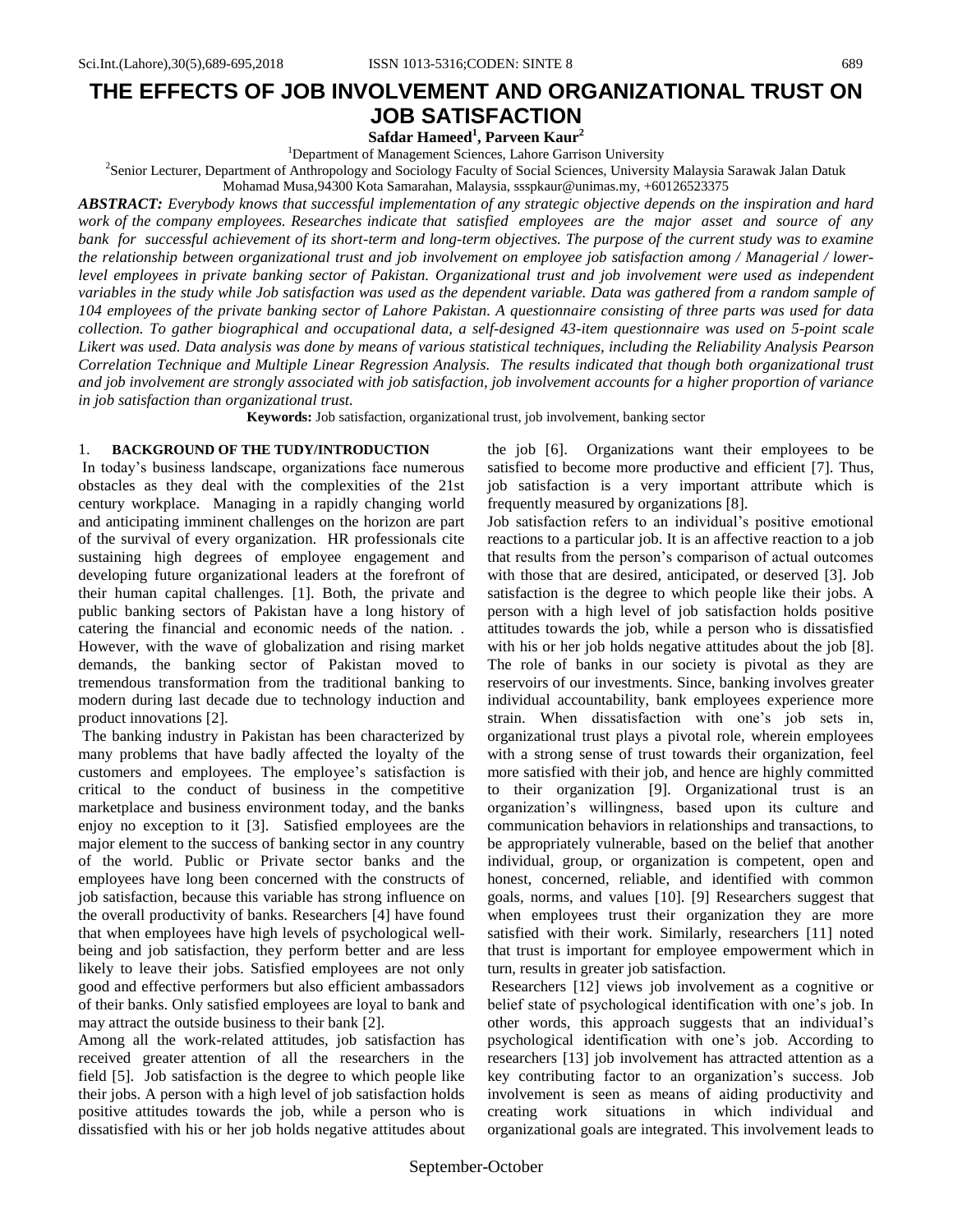# THE EFFECTS OF JOB INVOLVEMENT AND ORGANIZATIONAL TRUST ON JOB SATISFACTION

**Safdar Hameed[1], Parveen Kaur[2]**

[1]Department of Management Sciences, Lahore Garrison University

[2]Senior Lecturer, Department of Anthropology and Sociology Faculty of Social Sciences, University Malaysia Sarawak Jalan Datuk Mohamad Musa,94300 Kota Samarahan, Malaysia, ssspkaur@unimas.my, +60126523375

***ABSTRACT:*** *Everybody knows that successful implementation of any strategic objective depends on the inspiration and hard work of the company employees. Researches indicate that satisfied employees are the major asset and source of any bank for successful achievement of its short-term and long-term objectives. The purpose of the current study was to examine the relationship between organizational trust and job involvement on employee job satisfaction among / Managerial / lower-level employees in private banking sector of Pakistan. Organizational trust and job involvement were used as independent variables in the study while Job satisfaction was used as the dependent variable. Data was gathered from a random sample of 104 employees of the private banking sector of Lahore Pakistan. A questionnaire consisting of three parts was used for data collection. To gather biographical and occupational data, a self-designed 43-item questionnaire was used on 5-point scale Likert was used. Data analysis was done by means of various statistical techniques, including the Reliability Analysis Pearson Correlation Technique and Multiple Linear Regression Analysis. The results indicated that though both organizational trust and job involvement are strongly associated with job satisfaction, job involvement accounts for a higher proportion of variance in job satisfaction than organizational trust.*

**Keywords:** Job satisfaction, organizational trust, job involvement, banking sector

## 1. BACKGROUND OF THE TUDY/INTRODUCTION

In today's business landscape, organizations face numerous obstacles as they deal with the complexities of the 21st century workplace. Managing in a rapidly changing world and anticipating imminent challenges on the horizon are part of the survival of every organization. HR professionals cite sustaining high degrees of employee engagement and developing future organizational leaders at the forefront of their human capital challenges. [1]. Both, the private and public banking sectors of Pakistan have a long history of catering the financial and economic needs of the nation. . However, with the wave of globalization and rising market demands, the banking sector of Pakistan moved to tremendous transformation from the traditional banking to modern during last decade due to technology induction and product innovations [2].

The banking industry in Pakistan has been characterized by many problems that have badly affected the loyalty of the customers and employees. The employee's satisfaction is critical to the conduct of business in the competitive marketplace and business environment today, and the banks enjoy no exception to it [3]. Satisfied employees are the major element to the success of banking sector in any country of the world. Public or Private sector banks and the employees have long been concerned with the constructs of job satisfaction, because this variable has strong influence on the overall productivity of banks. Researchers [4] have found that when employees have high levels of psychological well-being and job satisfaction, they perform better and are less likely to leave their jobs. Satisfied employees are not only good and effective performers but also efficient ambassadors of their banks. Only satisfied employees are loyal to bank and may attract the outside business to their bank [2].

Among all the work-related attitudes, job satisfaction has received greater attention of all the researchers in the field [5]. Job satisfaction is the degree to which people like their jobs. A person with a high level of job satisfaction holds positive attitudes towards the job, while a person who is dissatisfied with his or her job holds negative attitudes about the job [6]. Organizations want their employees to be satisfied to become more productive and efficient [7]. Thus, job satisfaction is a very important attribute which is frequently measured by organizations [8].

Job satisfaction refers to an individual's positive emotional reactions to a particular job. It is an affective reaction to a job that results from the person's comparison of actual outcomes with those that are desired, anticipated, or deserved [3]. Job satisfaction is the degree to which people like their jobs. A person with a high level of job satisfaction holds positive attitudes towards the job, while a person who is dissatisfied with his or her job holds negative attitudes about the job [8]. The role of banks in our society is pivotal as they are reservoirs of our investments. Since, banking involves greater individual accountability, bank employees experience more strain. When dissatisfaction with one's job sets in, organizational trust plays a pivotal role, wherein employees with a strong sense of trust towards their organization, feel more satisfied with their job, and hence are highly committed to their organization [9]. Organizational trust is an organization's willingness, based upon its culture and communication behaviors in relationships and transactions, to be appropriately vulnerable, based on the belief that another individual, group, or organization is competent, open and honest, concerned, reliable, and identified with common goals, norms, and values [10]. [9] Researchers suggest that when employees trust their organization they are more satisfied with their work. Similarly, researchers [11] noted that trust is important for employee empowerment which in turn, results in greater job satisfaction.

Researchers [12] views job involvement as a cognitive or belief state of psychological identification with one's job. In other words, this approach suggests that an individual's psychological identification with one's job. According to researchers [13] job involvement has attracted attention as a key contributing factor to an organization's success. Job involvement is seen as means of aiding productivity and creating work situations in which individual and organizational goals are integrated. This involvement leads to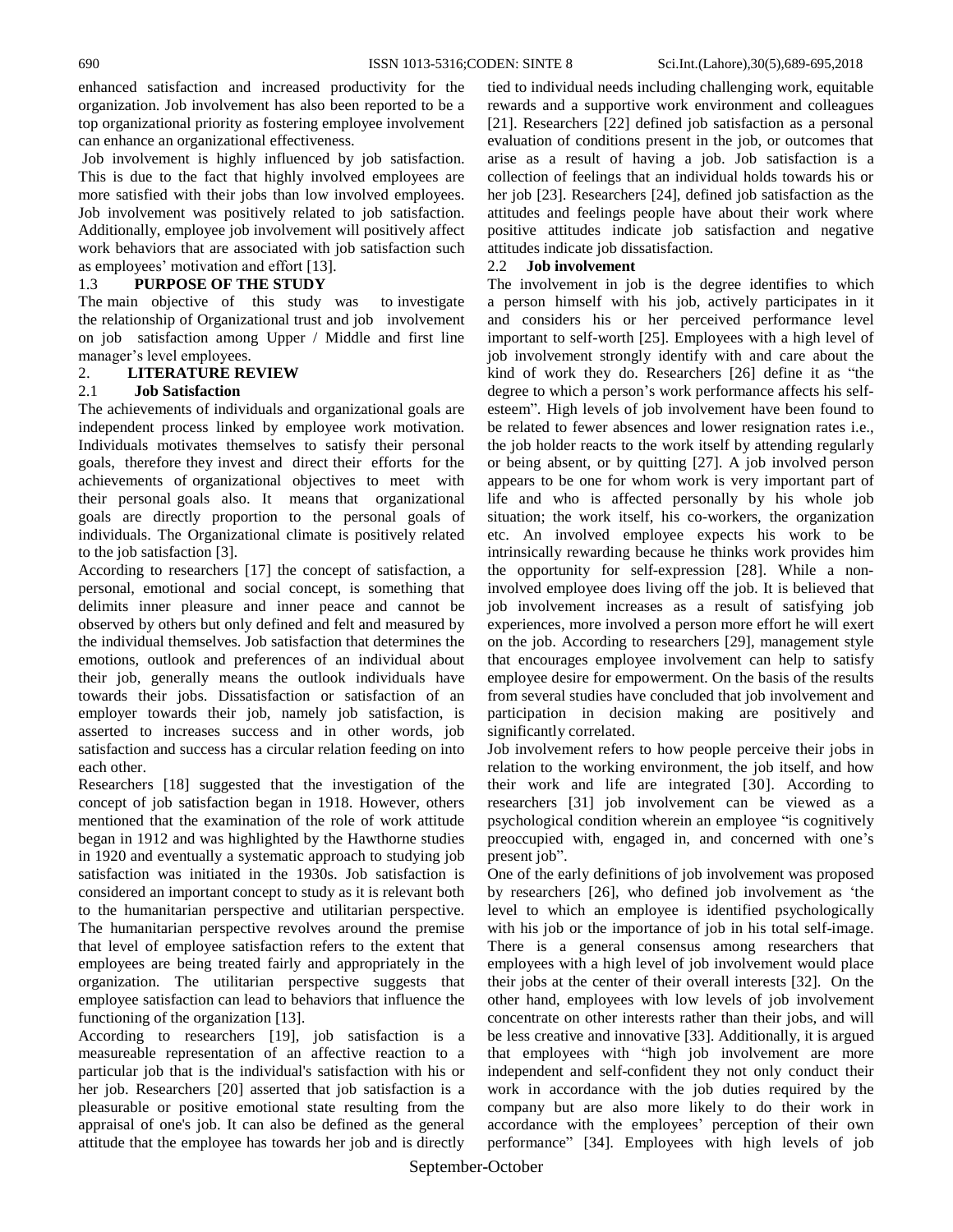enhanced satisfaction and increased productivity for the organization. Job involvement has also been reported to be a top organizational priority as fostering employee involvement can enhance an organizational effectiveness.

Job involvement is highly influenced by job satisfaction. This is due to the fact that highly involved employees are more satisfied with their jobs than low involved employees. Job involvement was positively related to job satisfaction. Additionally, employee job involvement will positively affect work behaviors that are associated with job satisfaction such as employees' motivation and effort [13].

### 1.3 PURPOSE OF THE STUDY

The main objective of this study was to investigate the relationship of Organizational trust and job involvement on job satisfaction among Upper / Middle and first line manager's level employees.

## 2. LITERATURE REVIEW

### 2.1 Job Satisfaction

The achievements of individuals and organizational goals are independent process linked by employee work motivation. Individuals motivates themselves to satisfy their personal goals, therefore they invest and direct their efforts for the achievements of organizational objectives to meet with their personal goals also. It means that organizational goals are directly proportion to the personal goals of individuals. The Organizational climate is positively related to the job satisfaction [3].

According to researchers [17] the concept of satisfaction, a personal, emotional and social concept, is something that delimits inner pleasure and inner peace and cannot be observed by others but only defined and felt and measured by the individual themselves. Job satisfaction that determines the emotions, outlook and preferences of an individual about their job, generally means the outlook individuals have towards their jobs. Dissatisfaction or satisfaction of an employer towards their job, namely job satisfaction, is asserted to increases success and in other words, job satisfaction and success has a circular relation feeding on into each other.

Researchers [18] suggested that the investigation of the concept of job satisfaction began in 1918. However, others mentioned that the examination of the role of work attitude began in 1912 and was highlighted by the Hawthorne studies in 1920 and eventually a systematic approach to studying job satisfaction was initiated in the 1930s. Job satisfaction is considered an important concept to study as it is relevant both to the humanitarian perspective and utilitarian perspective. The humanitarian perspective revolves around the premise that level of employee satisfaction refers to the extent that employees are being treated fairly and appropriately in the organization. The utilitarian perspective suggests that employee satisfaction can lead to behaviors that influence the functioning of the organization [13].

According to researchers [19], job satisfaction is a measureable representation of an affective reaction to a particular job that is the individual's satisfaction with his or her job. Researchers [20] asserted that job satisfaction is a pleasurable or positive emotional state resulting from the appraisal of one's job. It can also be defined as the general attitude that the employee has towards her job and is directly tied to individual needs including challenging work, equitable rewards and a supportive work environment and colleagues [21]. Researchers [22] defined job satisfaction as a personal evaluation of conditions present in the job, or outcomes that arise as a result of having a job. Job satisfaction is a collection of feelings that an individual holds towards his or her job [23]. Researchers [24], defined job satisfaction as the attitudes and feelings people have about their work where positive attitudes indicate job satisfaction and negative attitudes indicate job dissatisfaction.

### 2.2 Job involvement

The involvement in job is the degree identifies to which a person himself with his job, actively participates in it and considers his or her perceived performance level important to self-worth [25]. Employees with a high level of job involvement strongly identify with and care about the kind of work they do. Researchers [26] define it as "the degree to which a person's work performance affects his self-esteem". High levels of job involvement have been found to be related to fewer absences and lower resignation rates i.e., the job holder reacts to the work itself by attending regularly or being absent, or by quitting [27]. A job involved person appears to be one for whom work is very important part of life and who is affected personally by his whole job situation; the work itself, his co-workers, the organization etc. An involved employee expects his work to be intrinsically rewarding because he thinks work provides him the opportunity for self-expression [28]. While a non-involved employee does living off the job. It is believed that job involvement increases as a result of satisfying job experiences, more involved a person more effort he will exert on the job. According to researchers [29], management style that encourages employee involvement can help to satisfy employee desire for empowerment. On the basis of the results from several studies have concluded that job involvement and participation in decision making are positively and significantly correlated.

Job involvement refers to how people perceive their jobs in relation to the working environment, the job itself, and how their work and life are integrated [30]. According to researchers [31] job involvement can be viewed as a psychological condition wherein an employee "is cognitively preoccupied with, engaged in, and concerned with one's present job".

One of the early definitions of job involvement was proposed by researchers [26], who defined job involvement as 'the level to which an employee is identified psychologically with his job or the importance of job in his total self-image. There is a general consensus among researchers that employees with a high level of job involvement would place their jobs at the center of their overall interests [32]. On the other hand, employees with low levels of job involvement concentrate on other interests rather than their jobs, and will be less creative and innovative [33]. Additionally, it is argued that employees with "high job involvement are more independent and self-confident they not only conduct their work in accordance with the job duties required by the company but are also more likely to do their work in accordance with the employees' perception of their own performance" [34]. Employees with high levels of job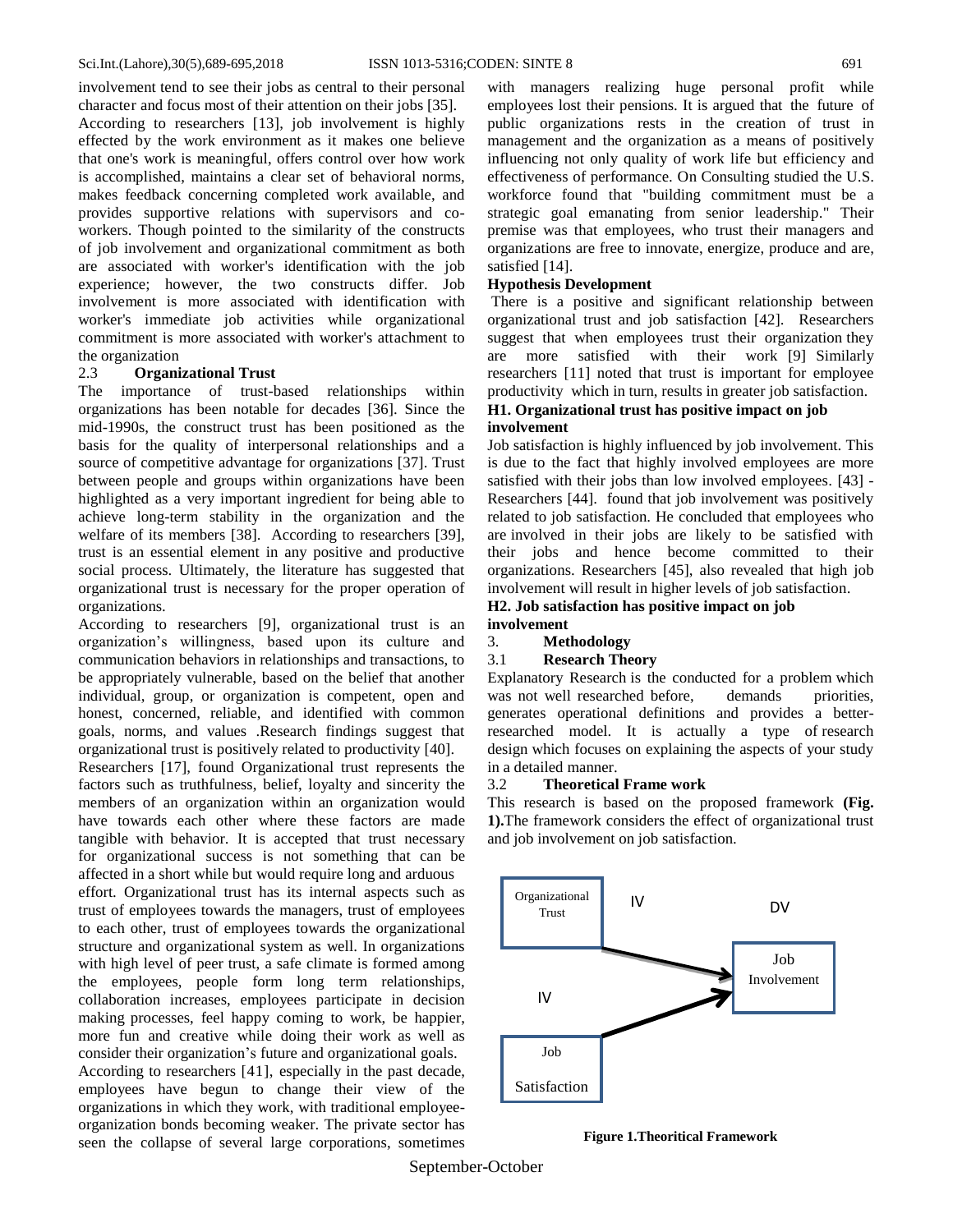involvement tend to see their jobs as central to their personal character and focus most of their attention on their jobs [35].

According to researchers [13], job involvement is highly effected by the work environment as it makes one believe that one's work is meaningful, offers control over how work is accomplished, maintains a clear set of behavioral norms, makes feedback concerning completed work available, and provides supportive relations with supervisors and co-workers. Though pointed to the similarity of the constructs of job involvement and organizational commitment as both are associated with worker's identification with the job experience; however, the two constructs differ. Job involvement is more associated with identification with worker's immediate job activities while organizational commitment is more associated with worker's attachment to the organization

### 2.3 Organizational Trust

The importance of trust-based relationships within organizations has been notable for decades [36]. Since the mid-1990s, the construct trust has been positioned as the basis for the quality of interpersonal relationships and a source of competitive advantage for organizations [37]. Trust between people and groups within organizations have been highlighted as a very important ingredient for being able to achieve long-term stability in the organization and the welfare of its members [38]. According to researchers [39], trust is an essential element in any positive and productive social process. Ultimately, the literature has suggested that organizational trust is necessary for the proper operation of organizations.

According to researchers [9], organizational trust is an organization's willingness, based upon its culture and communication behaviors in relationships and transactions, to be appropriately vulnerable, based on the belief that another individual, group, or organization is competent, open and honest, concerned, reliable, and identified with common goals, norms, and values .Research findings suggest that organizational trust is positively related to productivity [40].

Researchers [17], found Organizational trust represents the factors such as truthfulness, belief, loyalty and sincerity the members of an organization within an organization would have towards each other where these factors are made tangible with behavior. It is accepted that trust necessary for organizational success is not something that can be affected in a short while but would require long and arduous effort. Organizational trust has its internal aspects such as trust of employees towards the managers, trust of employees to each other, trust of employees towards the organizational structure and organizational system as well. In organizations with high level of peer trust, a safe climate is formed among the employees, people form long term relationships, collaboration increases, employees participate in decision making processes, feel happy coming to work, be happier, more fun and creative while doing their work as well as consider their organization's future and organizational goals.

According to researchers [41], especially in the past decade, employees have begun to change their view of the organizations in which they work, with traditional employee-organization bonds becoming weaker. The private sector has seen the collapse of several large corporations, sometimes with managers realizing huge personal profit while employees lost their pensions. It is argued that the future of public organizations rests in the creation of trust in management and the organization as a means of positively influencing not only quality of work life but efficiency and effectiveness of performance. On Consulting studied the U.S. workforce found that "building commitment must be a strategic goal emanating from senior leadership." Their premise was that employees, who trust their managers and organizations are free to innovate, energize, produce and are, satisfied [14].

**Hypothesis Development**

There is a positive and significant relationship between organizational trust and job satisfaction [42]. Researchers suggest that when employees trust their organization they are more satisfied with their work [9] Similarly researchers [11] noted that trust is important for employee productivity which in turn, results in greater job satisfaction.

**H1. Organizational trust has positive impact on job involvement**

Job satisfaction is highly influenced by job involvement. This is due to the fact that highly involved employees are more satisfied with their jobs than low involved employees. [43] - Researchers [44]. found that job involvement was positively related to job satisfaction. He concluded that employees who are involved in their jobs are likely to be satisfied with their jobs and hence become committed to their organizations. Researchers [45], also revealed that high job involvement will result in higher levels of job satisfaction.

**H2. Job satisfaction has positive impact on job involvement**

## 3. Methodology

### 3.1 Research Theory

Explanatory Research is the conducted for a problem which was not well researched before, demands priorities, generates operational definitions and provides a better-researched model. It is actually a type of research design which focuses on explaining the aspects of your study in a detailed manner.

### 3.2 Theoretical Frame work

This research is based on the proposed framework **(Fig. 1).**The framework considers the effect of organizational trust and job involvement on job satisfaction.

Organizational Trust (IV) → Job Involvement (DV)

Job Satisfaction (IV) → Job Involvement (DV)

**Figure 1.Theoritical Framework**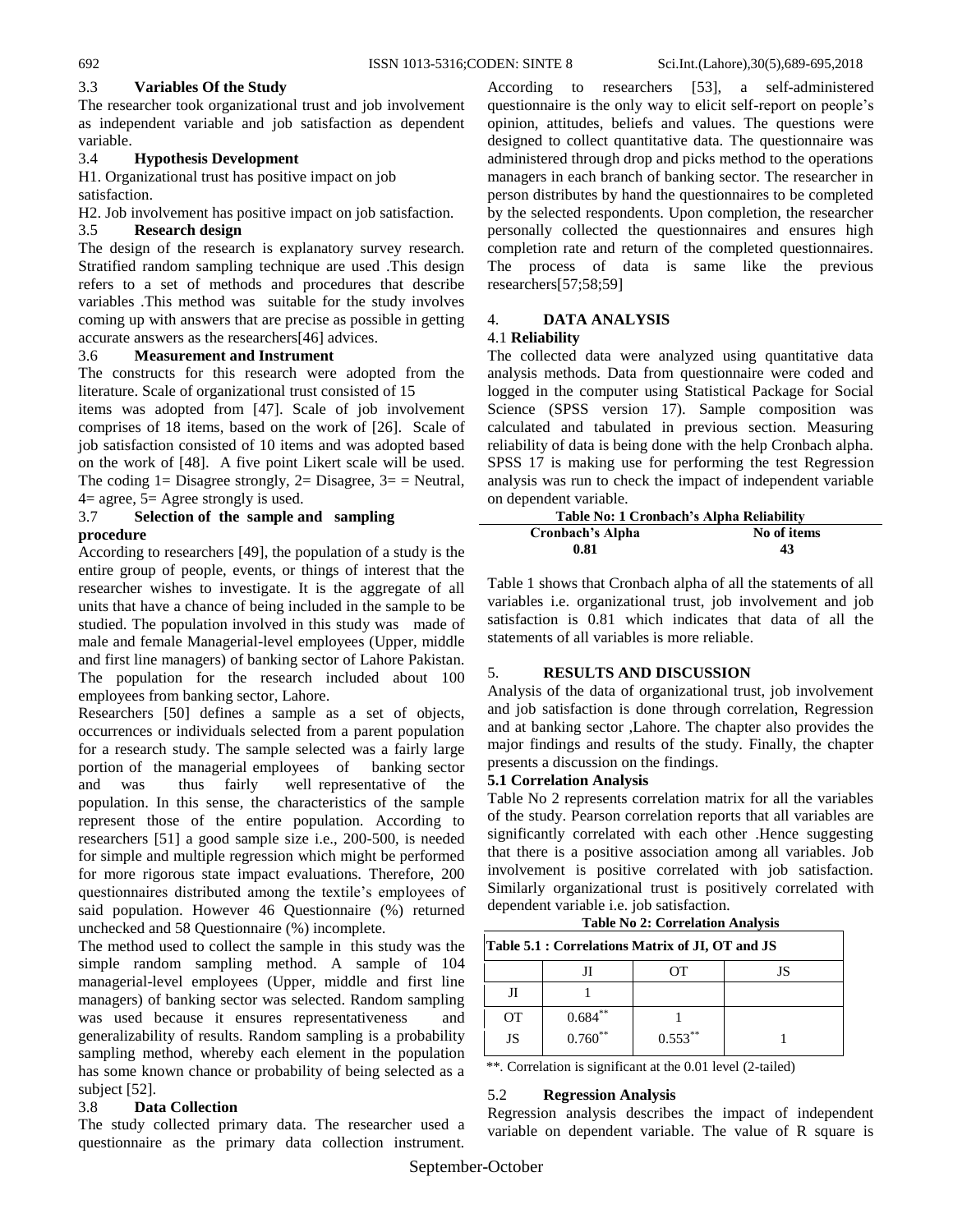### 3.3 Variables Of the Study

The researcher took organizational trust and job involvement as independent variable and job satisfaction as dependent variable.

### 3.4 Hypothesis Development

H1. Organizational trust has positive impact on job satisfaction.

H2. Job involvement has positive impact on job satisfaction.

### 3.5 Research design

The design of the research is explanatory survey research. Stratified random sampling technique are used .This design refers to a set of methods and procedures that describe variables .This method was suitable for the study involves coming up with answers that are precise as possible in getting accurate answers as the researchers[46] advices.

### 3.6 Measurement and Instrument

The constructs for this research were adopted from the literature. Scale of organizational trust consisted of 15 items was adopted from [47]. Scale of job involvement comprises of 18 items, based on the work of [26]. Scale of job satisfaction consisted of 10 items and was adopted based on the work of [48]. A five point Likert scale will be used. The coding 1= Disagree strongly, 2= Disagree, 3= = Neutral, 4= agree, 5= Agree strongly is used.

### 3.7 Selection of the sample and sampling procedure

According to researchers [49], the population of a study is the entire group of people, events, or things of interest that the researcher wishes to investigate. It is the aggregate of all units that have a chance of being included in the sample to be studied. The population involved in this study was made of male and female Managerial-level employees (Upper, middle and first line managers) of banking sector of Lahore Pakistan. The population for the research included about 100 employees from banking sector, Lahore.

Researchers [50] defines a sample as a set of objects, occurrences or individuals selected from a parent population for a research study. The sample selected was a fairly large portion of the managerial employees of banking sector and was thus fairly well representative of the population. In this sense, the characteristics of the sample represent those of the entire population. According to researchers [51] a good sample size i.e., 200-500, is needed for simple and multiple regression which might be performed for more rigorous state impact evaluations. Therefore, 200 questionnaires distributed among the textile's employees of said population. However 46 Questionnaire (%) returned unchecked and 58 Questionnaire (%) incomplete.

The method used to collect the sample in this study was the simple random sampling method. A sample of 104 managerial-level employees (Upper, middle and first line managers) of banking sector was selected. Random sampling was used because it ensures representativeness and generalizability of results. Random sampling is a probability sampling method, whereby each element in the population has some known chance or probability of being selected as a subject [52].

### 3.8 Data Collection

The study collected primary data. The researcher used a questionnaire as the primary data collection instrument. According to researchers [53], a self-administered questionnaire is the only way to elicit self-report on people's opinion, attitudes, beliefs and values. The questions were designed to collect quantitative data. The questionnaire was administered through drop and picks method to the operations managers in each branch of banking sector. The researcher in person distributes by hand the questionnaires to be completed by the selected respondents. Upon completion, the researcher personally collected the questionnaires and ensures high completion rate and return of the completed questionnaires. The process of data is same like the previous researchers[57;58;59]

## 4. DATA ANALYSIS

### 4.1 Reliability

The collected data were analyzed using quantitative data analysis methods. Data from questionnaire were coded and logged in the computer using Statistical Package for Social Science (SPSS version 17). Sample composition was calculated and tabulated in previous section. Measuring reliability of data is being done with the help Cronbach alpha. SPSS 17 is making use for performing the test Regression analysis was run to check the impact of independent variable on dependent variable.

**Table No: 1 Cronbach's Alpha Reliability**

| Cronbach's Alpha | No of items |
|---|---|
| 0.81 | 43 |

Table 1 shows that Cronbach alpha of all the statements of all variables i.e. organizational trust, job involvement and job satisfaction is 0.81 which indicates that data of all the statements of all variables is more reliable.

## 5. RESULTS AND DISCUSSION

Analysis of the data of organizational trust, job involvement and job satisfaction is done through correlation, Regression and at banking sector ,Lahore. The chapter also provides the major findings and results of the study. Finally, the chapter presents a discussion on the findings.

### 5.1 Correlation Analysis

Table No 2 represents correlation matrix for all the variables of the study. Pearson correlation reports that all variables are significantly correlated with each other .Hence suggesting that there is a positive association among all variables. Job involvement is positive correlated with job satisfaction. Similarly organizational trust is positively correlated with dependent variable i.e. job satisfaction.

**Table No 2: Correlation Analysis**

**Table 5.1 : Correlations Matrix of JI, OT and JS**

| | JI | OT | JS |
|---|---|---|---|
| JI | 1 | | |
| OT | 0.684** | 1 | |
| JS | 0.760** | 0.553** | 1 |

**. Correlation is significant at the 0.01 level (2-tailed)

### 5.2 Regression Analysis

Regression analysis describes the impact of independent variable on dependent variable. The value of R square is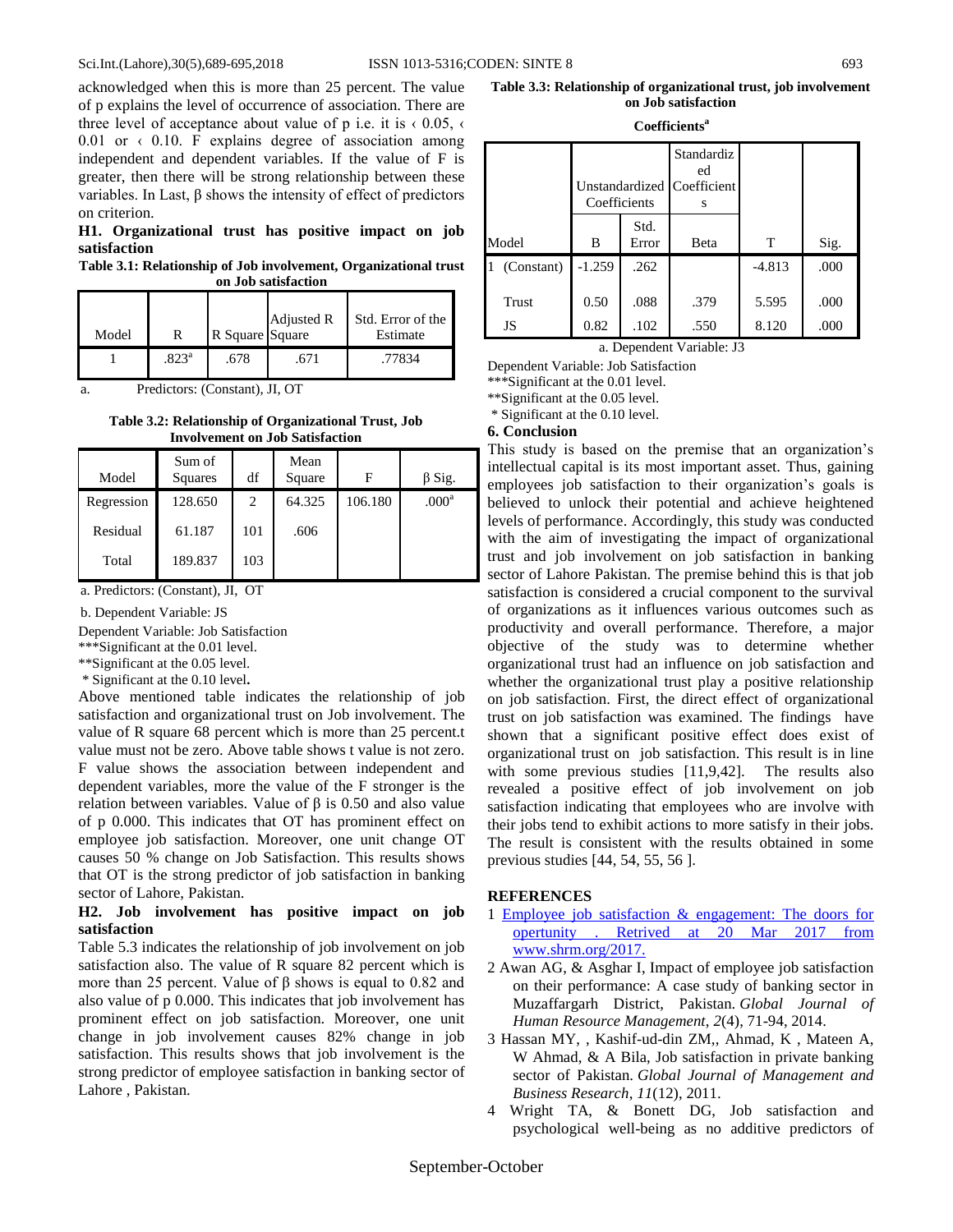acknowledged when this is more than 25 percent. The value of p explains the level of occurrence of association. There are three level of acceptance about value of p i.e. it is ‹ 0.05, ‹ 0.01 or ‹ 0.10. F explains degree of association among independent and dependent variables. If the value of F is greater, then there will be strong relationship between these variables. In Last, β shows the intensity of effect of predictors on criterion.

**H1. Organizational trust has positive impact on job satisfaction**

**Table 3.1: Relationship of Job involvement, Organizational trust on Job satisfaction**

| Model | R | R Square | Adjusted R Square | Std. Error of the Estimate |
|---|---|---|---|---|
| 1 | .823[a] | .678 | .671 | .77834 |

a. Predictors: (Constant), JI, OT

**Table 3.2: Relationship of Organizational Trust, Job Involvement on Job Satisfaction**

| Model | Sum of Squares | df | Mean Square | F | β Sig. |
|---|---|---|---|---|---|
| Regression | 128.650 | 2 | 64.325 | 106.180 | .000[a] |
| Residual | 61.187 | 101 | .606 | | |
| Total | 189.837 | 103 | | | |

a. Predictors: (Constant), JI, OT

b. Dependent Variable: JS

Dependent Variable: Job Satisfaction

***Significant at the 0.01 level.

**Significant at the 0.05 level.

*Significant at the 0.10 level.

Above mentioned table indicates the relationship of job satisfaction and organizational trust on Job involvement. The value of R square 68 percent which is more than 25 percent.t value must not be zero. Above table shows t value is not zero. F value shows the association between independent and dependent variables, more the value of the F stronger is the relation between variables. Value of β is 0.50 and also value of p 0.000. This indicates that OT has prominent effect on employee job satisfaction. Moreover, one unit change OT causes 50 % change on Job Satisfaction. This results shows that OT is the strong predictor of job satisfaction in banking sector of Lahore, Pakistan.

**H2. Job involvement has positive impact on job satisfaction**

Table 5.3 indicates the relationship of job involvement on job satisfaction also. The value of R square 82 percent which is more than 25 percent. Value of β shows is equal to 0.82 and also value of p 0.000. This indicates that job involvement has prominent effect on job satisfaction. Moreover, one unit change in job involvement causes 82% change in job satisfaction. This results shows that job involvement is the strong predictor of employee satisfaction in banking sector of Lahore , Pakistan.

**Table 3.3: Relationship of organizational trust, job involvement on Job satisfaction**

**Coefficients[a]**

| Model | Unstandardized Coefficients | | Standardized Coefficients | T | Sig. |
|---|---|---|---|---|---|
| | B | Std. Error | Beta | | |
| 1 (Constant) | -1.259 | .262 | | -4.813 | .000 |
| Trust | 0.50 | .088 | .379 | 5.595 | .000 |
| JS | 0.82 | .102 | .550 | 8.120 | .000 |

a. Dependent Variable: J3

Dependent Variable: Job Satisfaction

***Significant at the 0.01 level.

**Significant at the 0.05 level.

*Significant at the 0.10 level.

## 6. Conclusion

This study is based on the premise that an organization's intellectual capital is its most important asset. Thus, gaining employees job satisfaction to their organization's goals is believed to unlock their potential and achieve heightened levels of performance. Accordingly, this study was conducted with the aim of investigating the impact of organizational trust and job involvement on job satisfaction in banking sector of Lahore Pakistan. The premise behind this is that job satisfaction is considered a crucial component to the survival of organizations as it influences various outcomes such as productivity and overall performance. Therefore, a major objective of the study was to determine whether organizational trust had an influence on job satisfaction and whether the organizational trust play a positive relationship on job satisfaction. First, the direct effect of organizational trust on job satisfaction was examined. The findings have shown that a significant positive effect does exist of organizational trust on job satisfaction. This result is in line with some previous studies [11,9,42]. The results also revealed a positive effect of job involvement on job satisfaction indicating that employees who are involve with their jobs tend to exhibit actions to more satisfy in their jobs. The result is consistent with the results obtained in some previous studies [44, 54, 55, 56 ].

## REFERENCES

1. Employee job satisfaction & engagement: The doors for opertunity . Retrived at 20 Mar 2017 from www.shrm.org/2017.
2. Awan AG, & Asghar I, Impact of employee job satisfaction on their performance: A case study of banking sector in Muzaffargarh District, Pakistan. *Global Journal of Human Resource Management*, *2*(4), 71-94, 2014.
3. Hassan MY, , Kashif-ud-din ZM,, Ahmad, K , Mateen A, W Ahmad, & A Bila, Job satisfaction in private banking sector of Pakistan. *Global Journal of Management and Business Research*, *11*(12), 2011.
4. Wright TA, & Bonett DG, Job satisfaction and psychological well-being as no additive predictors of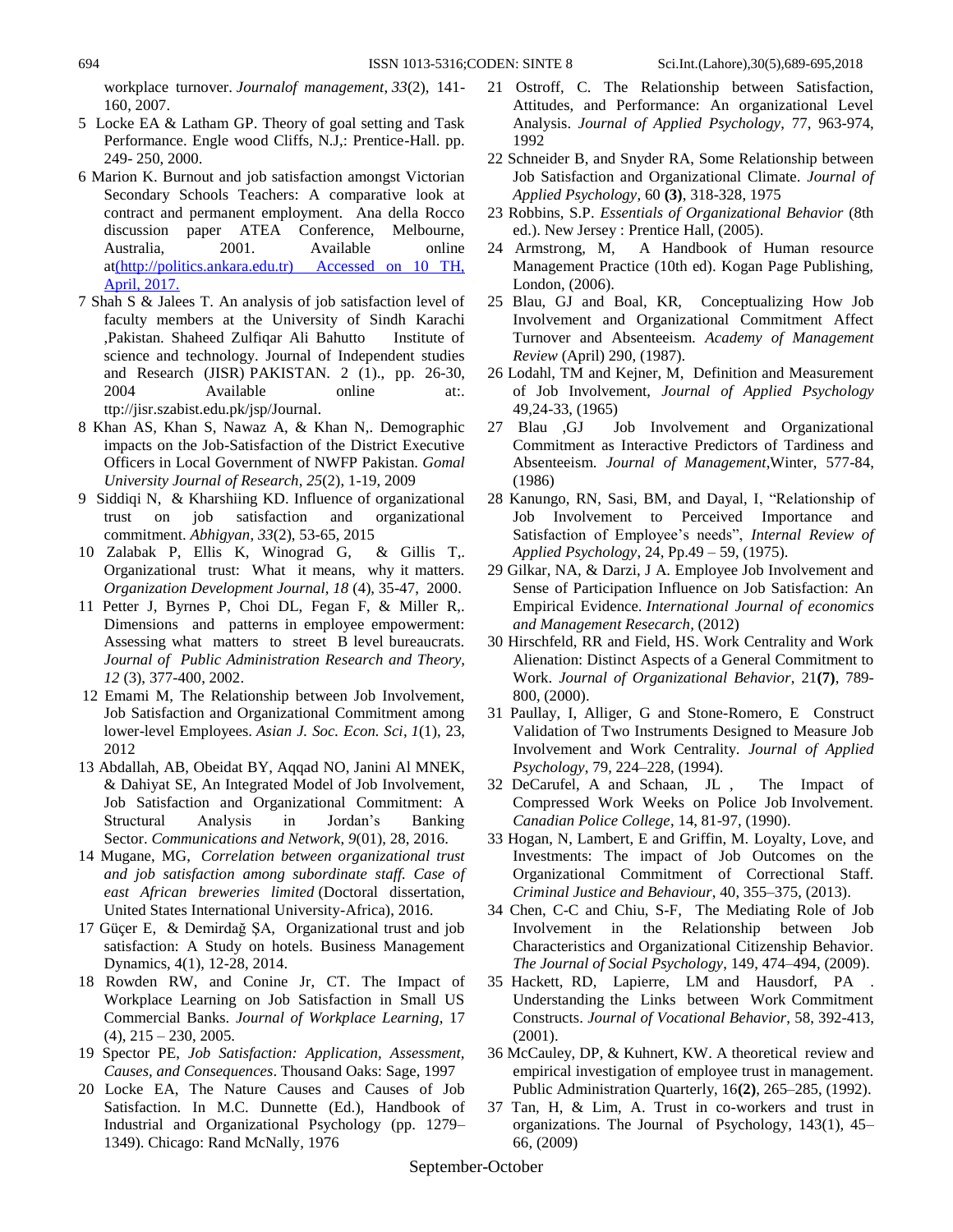workplace turnover. *Journalof management*, *33*(2), 141-160, 2007.

5 Locke EA & Latham GP. Theory of goal setting and Task Performance. Engle wood Cliffs, N.J,: Prentice-Hall. pp. 249- 250, 2000.

6 Marion K. Burnout and job satisfaction amongst Victorian Secondary Schools Teachers: A comparative look at contract and permanent employment. Ana della Rocco discussion paper ATEA Conference, Melbourne, Australia, 2001. Available online at(http://politics.ankara.edu.tr) Accessed on 10 TH, April, 2017.

7 Shah S & Jalees T. An analysis of job satisfaction level of faculty members at the University of Sindh Karachi ,Pakistan. Shaheed Zulfiqar Ali Bahutto Institute of science and technology. Journal of Independent studies and Research (JISR) PAKISTAN. 2 (1)., pp. 26-30, 2004 Available online at:. ttp://jisr.szabist.edu.pk/jsp/Journal.

8 Khan AS, Khan S, Nawaz A, & Khan N,. Demographic impacts on the Job-Satisfaction of the District Executive Officers in Local Government of NWFP Pakistan. *Gomal University Journal of Research*, *25*(2), 1-19, 2009

9 Siddiqi N, & Kharshiing KD. Influence of organizational trust on job satisfaction and organizational commitment. *Abhigyan*, *33*(2), 53-65, 2015

10 Zalabak P, Ellis K, Winograd G, & Gillis T,. Organizational trust: What it means, why it matters. *Organization Development Journal, 18* (4), 35-47, 2000.

11 Petter J, Byrnes P, Choi DL, Fegan F, & Miller R,. Dimensions and patterns in employee empowerment: Assessing what matters to street B level bureaucrats. *Journal of Public Administration Research and Theory, 12* (3), 377-400, 2002.

12 Emami M, The Relationship between Job Involvement, Job Satisfaction and Organizational Commitment among lower-level Employees. *Asian J. Soc. Econ. Sci*, *1*(1), 23, 2012

13 Abdallah, AB, Obeidat BY, Aqqad NO, Janini Al MNEK, & Dahiyat SE, An Integrated Model of Job Involvement, Job Satisfaction and Organizational Commitment: A Structural Analysis in Jordan's Banking Sector. *Communications and Network*, *9*(01), 28, 2016.

14 Mugane, MG, *Correlation between organizational trust and job satisfaction among subordinate staff. Case of east African breweries limited* (Doctoral dissertation, United States International University-Africa), 2016.

17 Güçer E, & Demirdağ ŞA, Organizational trust and job satisfaction: A Study on hotels. Business Management Dynamics, 4(1), 12-28, 2014.

18 Rowden RW, and Conine Jr, CT. The Impact of Workplace Learning on Job Satisfaction in Small US Commercial Banks. *Journal of Workplace Learning*, 17 (4), 215 – 230, 2005.

19 Spector PE, *Job Satisfaction: Application, Assessment, Causes, and Consequences*. Thousand Oaks: Sage, 1997

20 Locke EA, The Nature Causes and Causes of Job Satisfaction. In M.C. Dunnette (Ed.), Handbook of Industrial and Organizational Psychology (pp. 1279–1349). Chicago: Rand McNally, 1976

21 Ostroff, C. The Relationship between Satisfaction, Attitudes, and Performance: An organizational Level Analysis. *Journal of Applied Psychology*, 77, 963-974, 1992

22 Schneider B, and Snyder RA, Some Relationship between Job Satisfaction and Organizational Climate. *Journal of Applied Psychology*, 60 **(3)**, 318-328, 1975

23 Robbins, S.P. *Essentials of Organizational Behavior* (8th ed.). New Jersey : Prentice Hall, (2005).

24 Armstrong, M, A Handbook of Human resource Management Practice (10th ed). Kogan Page Publishing, London, (2006).

25 Blau, GJ and Boal, KR, Conceptualizing How Job Involvement and Organizational Commitment Affect Turnover and Absenteeism. *Academy of Management Review* (April) 290, (1987).

26 Lodahl, TM and Kejner, M, Definition and Measurement of Job Involvement, *Journal of Applied Psychology* 49,24-33, (1965)

27 Blau ,GJ Job Involvement and Organizational Commitment as Interactive Predictors of Tardiness and Absenteeism. *Journal of Management*,Winter, 577-84, (1986)

28 Kanungo, RN, Sasi, BM, and Dayal, I, "Relationship of Job Involvement to Perceived Importance and Satisfaction of Employee's needs", *Internal Review of Applied Psychology*, 24, Pp.49 – 59, (1975).

29 Gilkar, NA, & Darzi, J A. Employee Job Involvement and Sense of Participation Influence on Job Satisfaction: An Empirical Evidence. *International Journal of economics and Management Resecarch*, (2012)

30 Hirschfeld, RR and Field, HS. Work Centrality and Work Alienation: Distinct Aspects of a General Commitment to Work. *Journal of Organizational Behavior*, 21**(7)**, 789-800, (2000).

31 Paullay, I, Alliger, G and Stone-Romero, E Construct Validation of Two Instruments Designed to Measure Job Involvement and Work Centrality. *Journal of Applied Psychology*, 79, 224–228, (1994).

32 DeCarufel, A and Schaan, JL , The Impact of Compressed Work Weeks on Police Job Involvement. *Canadian Police College*, 14, 81-97, (1990).

33 Hogan, N, Lambert, E and Griffin, M. Loyalty, Love, and Investments: The impact of Job Outcomes on the Organizational Commitment of Correctional Staff. *Criminal Justice and Behaviour*, 40, 355–375, (2013).

34 Chen, C-C and Chiu, S-F, The Mediating Role of Job Involvement in the Relationship between Job Characteristics and Organizational Citizenship Behavior. *The Journal of Social Psychology*, 149, 474–494, (2009).

35 Hackett, RD, Lapierre, LM and Hausdorf, PA . Understanding the Links between Work Commitment Constructs. *Journal of Vocational Behavior*, 58, 392-413, (2001).

36 McCauley, DP, & Kuhnert, KW. A theoretical review and empirical investigation of employee trust in management. Public Administration Quarterly, 16**(2)**, 265–285, (1992).

37 Tan, H, & Lim, A. Trust in co-workers and trust in organizations. The Journal of Psychology, 143(1), 45–66, (2009)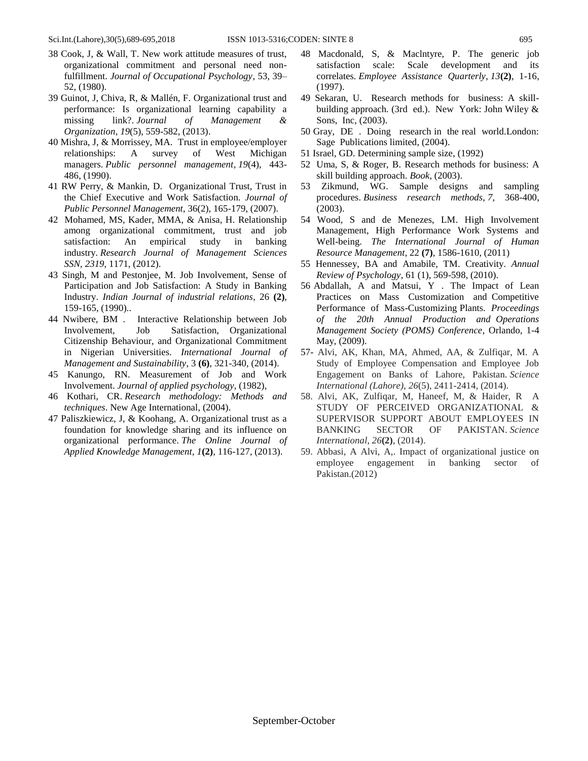38 Cook, J, & Wall, T. New work attitude measures of trust, organizational commitment and personal need non-fulfillment. *Journal of Occupational Psychology*, 53, 39–52, (1980).

39 Guinot, J, Chiva, R, & Mallén, F. Organizational trust and performance: Is organizational learning capability a missing link?. *Journal of Management & Organization*, *19*(5), 559-582, (2013).

40 Mishra, J, & Morrissey, MA. Trust in employee/employer relationships: A survey of West Michigan managers. *Public personnel management*, *19*(4), 443-486, (1990).

41 RW Perry, & Mankin, D. Organizational Trust, Trust in the Chief Executive and Work Satisfaction. *Journal of Public Personnel Management*, 36(2), 165-179, (2007).

42 Mohamed, MS, Kader, MMA, & Anisa, H. Relationship among organizational commitment, trust and job satisfaction: An empirical study in banking industry. *Research Journal of Management Sciences SSN*, *2319*, 1171, (2012).

43 Singh, M and Pestonjee, M. Job Involvement, Sense of Participation and Job Satisfaction: A Study in Banking Industry. *Indian Journal of industrial relations*, 26 **(2)**, 159-165, (1990)..

44 Nwibere, BM . Interactive Relationship between Job Involvement, Job Satisfaction, Organizational Citizenship Behaviour, and Organizational Commitment in Nigerian Universities. *International Journal of Management and Sustainability*, 3 **(6)**, 321-340, (2014).

45 Kanungo, RN. Measurement of Job and Work Involvement. *Journal of applied psychology*, (1982),

46 Kothari, CR. *Research methodology: Methods and techniques*. New Age International, (2004).

47 Paliszkiewicz, J, & Koohang, A. Organizational trust as a foundation for knowledge sharing and its influence on organizational performance. *The Online Journal of Applied Knowledge Management*, *1***(2)**, 116-127, (2013).

48 Macdonald, S, & Maclntyre, P. The generic job satisfaction scale: Scale development and its correlates. *Employee Assistance Quarterly*, *13***(2)**, 1-16, (1997).

49 Sekaran, U. Research methods for business: A skill-building approach. (3rd ed.). New York: John Wiley & Sons, Inc, (2003).

50 Gray, DE . Doing research in the real world.London: Sage Publications limited, (2004).

51 Israel, GD. Determining sample size, (1992)

52 Uma, S, & Roger, B. Research methods for business: A skill building approach. *Book*, (2003).

53 Zikmund, WG. Sample designs and sampling procedures. *Business research methods*, *7*, 368-400, (2003).

54 Wood, S and de Menezes, LM. High Involvement Management, High Performance Work Systems and Well-being. *The International Journal of Human Resource Management*, 22 **(7)**, 1586-1610, (2011)

55 Hennessey, BA and Amabile, TM. Creativity. *Annual Review of Psychology*, 61 (1), 569-598, (2010).

56 Abdallah, A and Matsui, Y . The Impact of Lean Practices on Mass Customization and Competitive Performance of Mass-Customizing Plants. *Proceedings of the 20th Annual Production and Operations Management Society (POMS) Conference*, Orlando, 1-4 May, (2009).

57- Alvi, AK, Khan, MA, Ahmed, AA, & Zulfiqar, M. A Study of Employee Compensation and Employee Job Engagement on Banks of Lahore, Pakistan. *Science International (Lahore)*, *26*(5), 2411-2414, (2014).

58. Alvi, AK, Zulfiqar, M, Haneef, M, & Haider, R A STUDY OF PERCEIVED ORGANIZATIONAL & SUPERVISOR SUPPORT ABOUT EMPLOYEES IN BANKING SECTOR OF PAKISTAN. *Science International, 26***(2)**, (2014).

59. Abbasi, A Alvi, A,. Impact of organizational justice on employee engagement in banking sector of Pakistan.(2012)